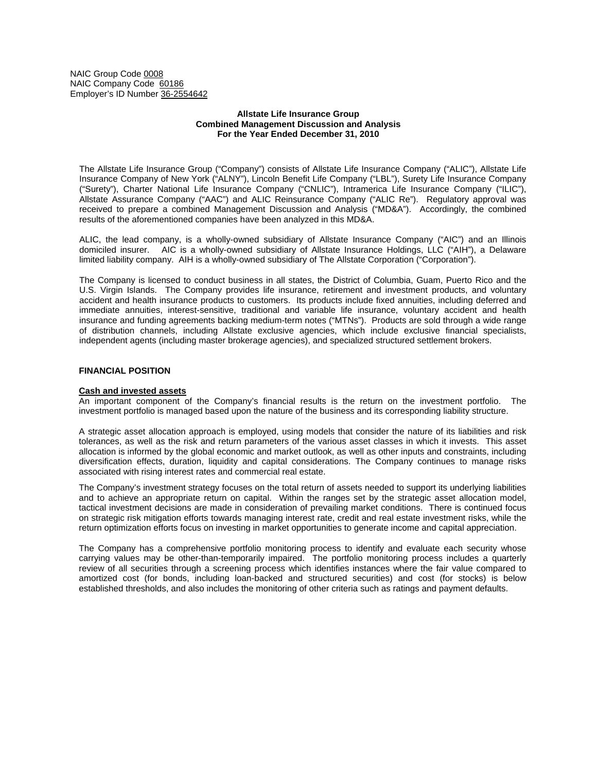NAIC Group Code 0008
NAIC Company Code 60186
Employer's ID Number 36-2554642

**Allstate Life Insurance Group**
**Combined Management Discussion and Analysis**
**For the Year Ended December 31, 2010**

The Allstate Life Insurance Group ("Company") consists of Allstate Life Insurance Company ("ALIC"), Allstate Life Insurance Company of New York ("ALNY"), Lincoln Benefit Life Company ("LBL"), Surety Life Insurance Company ("Surety"), Charter National Life Insurance Company ("CNLIC"), Intramerica Life Insurance Company ("ILIC"), Allstate Assurance Company ("AAC") and ALIC Reinsurance Company ("ALIC Re"). Regulatory approval was received to prepare a combined Management Discussion and Analysis ("MD&A"). Accordingly, the combined results of the aforementioned companies have been analyzed in this MD&A.

ALIC, the lead company, is a wholly-owned subsidiary of Allstate Insurance Company ("AIC") and an Illinois domiciled insurer. AIC is a wholly-owned subsidiary of Allstate Insurance Holdings, LLC ("AIH"), a Delaware limited liability company. AIH is a wholly-owned subsidiary of The Allstate Corporation ("Corporation").

The Company is licensed to conduct business in all states, the District of Columbia, Guam, Puerto Rico and the U.S. Virgin Islands. The Company provides life insurance, retirement and investment products, and voluntary accident and health insurance products to customers. Its products include fixed annuities, including deferred and immediate annuities, interest-sensitive, traditional and variable life insurance, voluntary accident and health insurance and funding agreements backing medium-term notes ("MTNs"). Products are sold through a wide range of distribution channels, including Allstate exclusive agencies, which include exclusive financial specialists, independent agents (including master brokerage agencies), and specialized structured settlement brokers.

## FINANCIAL POSITION

### Cash and invested assets

An important component of the Company's financial results is the return on the investment portfolio. The investment portfolio is managed based upon the nature of the business and its corresponding liability structure.

A strategic asset allocation approach is employed, using models that consider the nature of its liabilities and risk tolerances, as well as the risk and return parameters of the various asset classes in which it invests. This asset allocation is informed by the global economic and market outlook, as well as other inputs and constraints, including diversification effects, duration, liquidity and capital considerations. The Company continues to manage risks associated with rising interest rates and commercial real estate.

The Company's investment strategy focuses on the total return of assets needed to support its underlying liabilities and to achieve an appropriate return on capital. Within the ranges set by the strategic asset allocation model, tactical investment decisions are made in consideration of prevailing market conditions. There is continued focus on strategic risk mitigation efforts towards managing interest rate, credit and real estate investment risks, while the return optimization efforts focus on investing in market opportunities to generate income and capital appreciation.

The Company has a comprehensive portfolio monitoring process to identify and evaluate each security whose carrying values may be other-than-temporarily impaired. The portfolio monitoring process includes a quarterly review of all securities through a screening process which identifies instances where the fair value compared to amortized cost (for bonds, including loan-backed and structured securities) and cost (for stocks) is below established thresholds, and also includes the monitoring of other criteria such as ratings and payment defaults.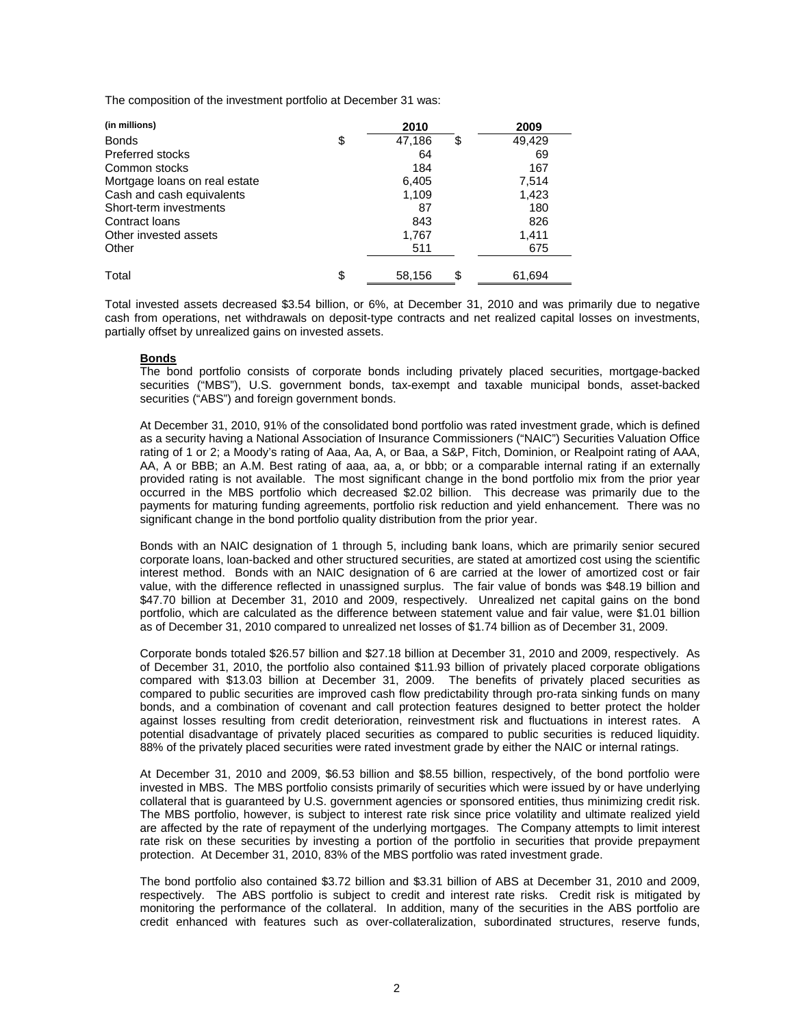The composition of the investment portfolio at December 31 was:

| (in millions) | 2010 | 2009 |
|---|---|---|
| Bonds | $ 47,186 | $ 49,429 |
| Preferred stocks | 64 | 69 |
| Common stocks | 184 | 167 |
| Mortgage loans on real estate | 6,405 | 7,514 |
| Cash and cash equivalents | 1,109 | 1,423 |
| Short-term investments | 87 | 180 |
| Contract loans | 843 | 826 |
| Other invested assets | 1,767 | 1,411 |
| Other | 511 | 675 |
| Total | $ 58,156 | $ 61,694 |

Total invested assets decreased $3.54 billion, or 6%, at December 31, 2010 and was primarily due to negative cash from operations, net withdrawals on deposit-type contracts and net realized capital losses on investments, partially offset by unrealized gains on invested assets.

**Bonds**

The bond portfolio consists of corporate bonds including privately placed securities, mortgage-backed securities ("MBS"), U.S. government bonds, tax-exempt and taxable municipal bonds, asset-backed securities ("ABS") and foreign government bonds.

At December 31, 2010, 91% of the consolidated bond portfolio was rated investment grade, which is defined as a security having a National Association of Insurance Commissioners ("NAIC") Securities Valuation Office rating of 1 or 2; a Moody's rating of Aaa, Aa, A, or Baa, a S&P, Fitch, Dominion, or Realpoint rating of AAA, AA, A or BBB; an A.M. Best rating of aaa, aa, a, or bbb; or a comparable internal rating if an externally provided rating is not available. The most significant change in the bond portfolio mix from the prior year occurred in the MBS portfolio which decreased $2.02 billion. This decrease was primarily due to the payments for maturing funding agreements, portfolio risk reduction and yield enhancement. There was no significant change in the bond portfolio quality distribution from the prior year.

Bonds with an NAIC designation of 1 through 5, including bank loans, which are primarily senior secured corporate loans, loan-backed and other structured securities, are stated at amortized cost using the scientific interest method. Bonds with an NAIC designation of 6 are carried at the lower of amortized cost or fair value, with the difference reflected in unassigned surplus. The fair value of bonds was $48.19 billion and $47.70 billion at December 31, 2010 and 2009, respectively. Unrealized net capital gains on the bond portfolio, which are calculated as the difference between statement value and fair value, were $1.01 billion as of December 31, 2010 compared to unrealized net losses of $1.74 billion as of December 31, 2009.

Corporate bonds totaled $26.57 billion and $27.18 billion at December 31, 2010 and 2009, respectively. As of December 31, 2010, the portfolio also contained $11.93 billion of privately placed corporate obligations compared with $13.03 billion at December 31, 2009. The benefits of privately placed securities as compared to public securities are improved cash flow predictability through pro-rata sinking funds on many bonds, and a combination of covenant and call protection features designed to better protect the holder against losses resulting from credit deterioration, reinvestment risk and fluctuations in interest rates. A potential disadvantage of privately placed securities as compared to public securities is reduced liquidity. 88% of the privately placed securities were rated investment grade by either the NAIC or internal ratings.

At December 31, 2010 and 2009, $6.53 billion and $8.55 billion, respectively, of the bond portfolio were invested in MBS. The MBS portfolio consists primarily of securities which were issued by or have underlying collateral that is guaranteed by U.S. government agencies or sponsored entities, thus minimizing credit risk. The MBS portfolio, however, is subject to interest rate risk since price volatility and ultimate realized yield are affected by the rate of repayment of the underlying mortgages. The Company attempts to limit interest rate risk on these securities by investing a portion of the portfolio in securities that provide prepayment protection. At December 31, 2010, 83% of the MBS portfolio was rated investment grade.

The bond portfolio also contained $3.72 billion and $3.31 billion of ABS at December 31, 2010 and 2009, respectively. The ABS portfolio is subject to credit and interest rate risks. Credit risk is mitigated by monitoring the performance of the collateral. In addition, many of the securities in the ABS portfolio are credit enhanced with features such as over-collateralization, subordinated structures, reserve funds,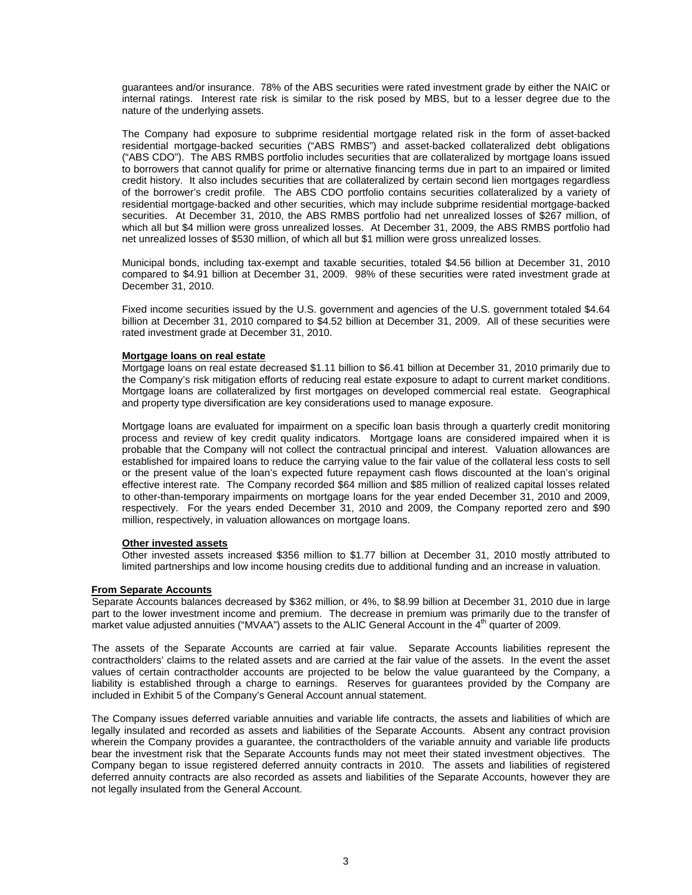guarantees and/or insurance. 78% of the ABS securities were rated investment grade by either the NAIC or internal ratings. Interest rate risk is similar to the risk posed by MBS, but to a lesser degree due to the nature of the underlying assets.

The Company had exposure to subprime residential mortgage related risk in the form of asset-backed residential mortgage-backed securities ("ABS RMBS") and asset-backed collateralized debt obligations ("ABS CDO"). The ABS RMBS portfolio includes securities that are collateralized by mortgage loans issued to borrowers that cannot qualify for prime or alternative financing terms due in part to an impaired or limited credit history. It also includes securities that are collateralized by certain second lien mortgages regardless of the borrower's credit profile. The ABS CDO portfolio contains securities collateralized by a variety of residential mortgage-backed and other securities, which may include subprime residential mortgage-backed securities. At December 31, 2010, the ABS RMBS portfolio had net unrealized losses of $267 million, of which all but $4 million were gross unrealized losses. At December 31, 2009, the ABS RMBS portfolio had net unrealized losses of $530 million, of which all but $1 million were gross unrealized losses.

Municipal bonds, including tax-exempt and taxable securities, totaled $4.56 billion at December 31, 2010 compared to $4.91 billion at December 31, 2009. 98% of these securities were rated investment grade at December 31, 2010.

Fixed income securities issued by the U.S. government and agencies of the U.S. government totaled $4.64 billion at December 31, 2010 compared to $4.52 billion at December 31, 2009. All of these securities were rated investment grade at December 31, 2010.

**Mortgage loans on real estate**

Mortgage loans on real estate decreased $1.11 billion to $6.41 billion at December 31, 2010 primarily due to the Company's risk mitigation efforts of reducing real estate exposure to adapt to current market conditions. Mortgage loans are collateralized by first mortgages on developed commercial real estate. Geographical and property type diversification are key considerations used to manage exposure.

Mortgage loans are evaluated for impairment on a specific loan basis through a quarterly credit monitoring process and review of key credit quality indicators. Mortgage loans are considered impaired when it is probable that the Company will not collect the contractual principal and interest. Valuation allowances are established for impaired loans to reduce the carrying value to the fair value of the collateral less costs to sell or the present value of the loan's expected future repayment cash flows discounted at the loan's original effective interest rate. The Company recorded $64 million and $85 million of realized capital losses related to other-than-temporary impairments on mortgage loans for the year ended December 31, 2010 and 2009, respectively. For the years ended December 31, 2010 and 2009, the Company reported zero and $90 million, respectively, in valuation allowances on mortgage loans.

**Other invested assets**

Other invested assets increased $356 million to $1.77 billion at December 31, 2010 mostly attributed to limited partnerships and low income housing credits due to additional funding and an increase in valuation.

**From Separate Accounts**

Separate Accounts balances decreased by $362 million, or 4%, to $8.99 billion at December 31, 2010 due in large part to the lower investment income and premium. The decrease in premium was primarily due to the transfer of market value adjusted annuities ("MVAA") assets to the ALIC General Account in the 4th quarter of 2009.

The assets of the Separate Accounts are carried at fair value. Separate Accounts liabilities represent the contractholders' claims to the related assets and are carried at the fair value of the assets. In the event the asset values of certain contractholder accounts are projected to be below the value guaranteed by the Company, a liability is established through a charge to earnings. Reserves for guarantees provided by the Company are included in Exhibit 5 of the Company's General Account annual statement.

The Company issues deferred variable annuities and variable life contracts, the assets and liabilities of which are legally insulated and recorded as assets and liabilities of the Separate Accounts. Absent any contract provision wherein the Company provides a guarantee, the contractholders of the variable annuity and variable life products bear the investment risk that the Separate Accounts funds may not meet their stated investment objectives. The Company began to issue registered deferred annuity contracts in 2010. The assets and liabilities of registered deferred annuity contracts are also recorded as assets and liabilities of the Separate Accounts, however they are not legally insulated from the General Account.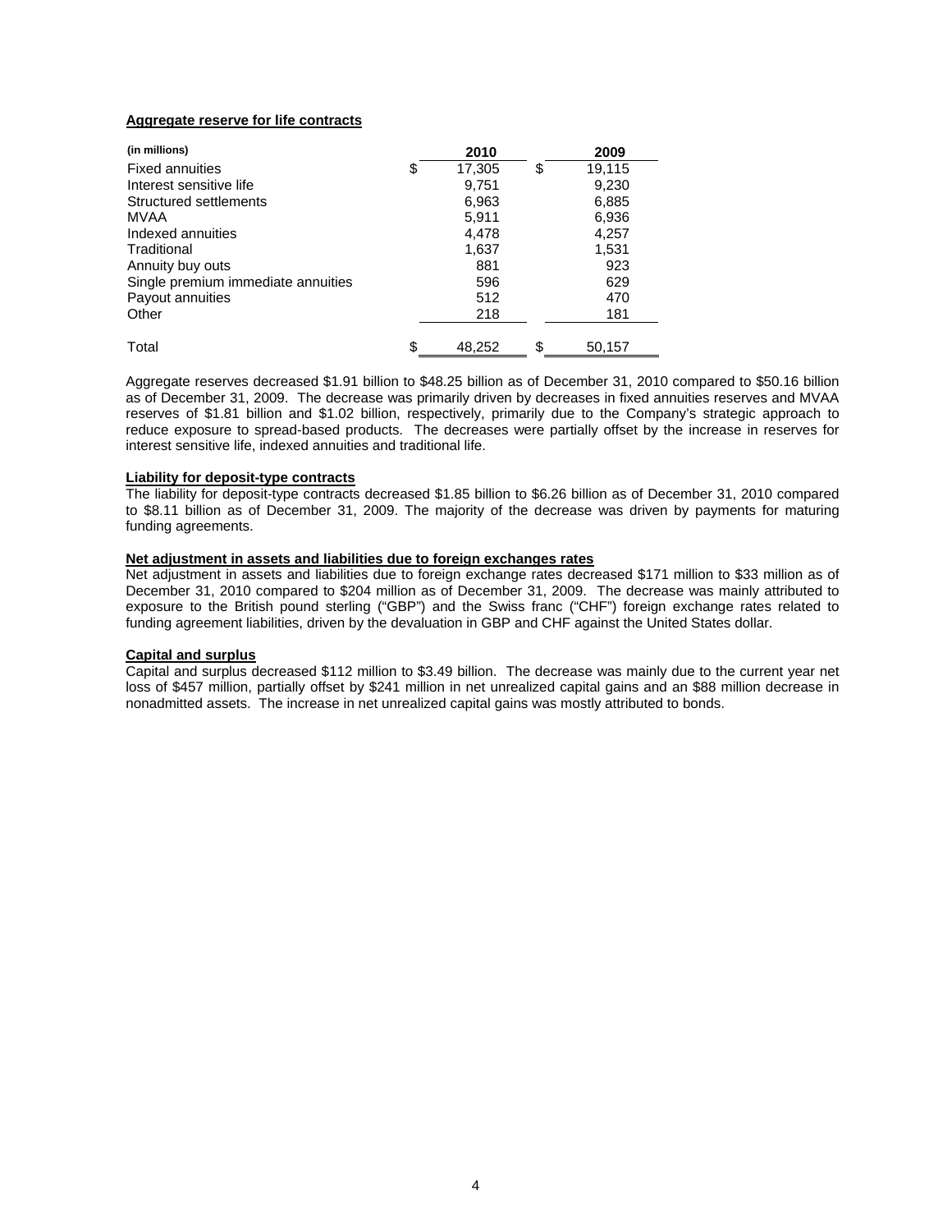**Aggregate reserve for life contracts**

| (in millions) | 2010 | 2009 |
|---|---|---|
| Fixed annuities | $ 17,305 | $ 19,115 |
| Interest sensitive life | 9,751 | 9,230 |
| Structured settlements | 6,963 | 6,885 |
| MVAA | 5,911 | 6,936 |
| Indexed annuities | 4,478 | 4,257 |
| Traditional | 1,637 | 1,531 |
| Annuity buy outs | 881 | 923 |
| Single premium immediate annuities | 596 | 629 |
| Payout annuities | 512 | 470 |
| Other | 218 | 181 |
| Total | $ 48,252 | $ 50,157 |

Aggregate reserves decreased $1.91 billion to $48.25 billion as of December 31, 2010 compared to $50.16 billion as of December 31, 2009. The decrease was primarily driven by decreases in fixed annuities reserves and MVAA reserves of $1.81 billion and $1.02 billion, respectively, primarily due to the Company's strategic approach to reduce exposure to spread-based products. The decreases were partially offset by the increase in reserves for interest sensitive life, indexed annuities and traditional life.

**Liability for deposit-type contracts**

The liability for deposit-type contracts decreased $1.85 billion to $6.26 billion as of December 31, 2010 compared to $8.11 billion as of December 31, 2009. The majority of the decrease was driven by payments for maturing funding agreements.

**Net adjustment in assets and liabilities due to foreign exchanges rates**

Net adjustment in assets and liabilities due to foreign exchange rates decreased $171 million to $33 million as of December 31, 2010 compared to $204 million as of December 31, 2009. The decrease was mainly attributed to exposure to the British pound sterling ("GBP") and the Swiss franc ("CHF") foreign exchange rates related to funding agreement liabilities, driven by the devaluation in GBP and CHF against the United States dollar.

**Capital and surplus**

Capital and surplus decreased $112 million to $3.49 billion. The decrease was mainly due to the current year net loss of $457 million, partially offset by $241 million in net unrealized capital gains and an $88 million decrease in nonadmitted assets. The increase in net unrealized capital gains was mostly attributed to bonds.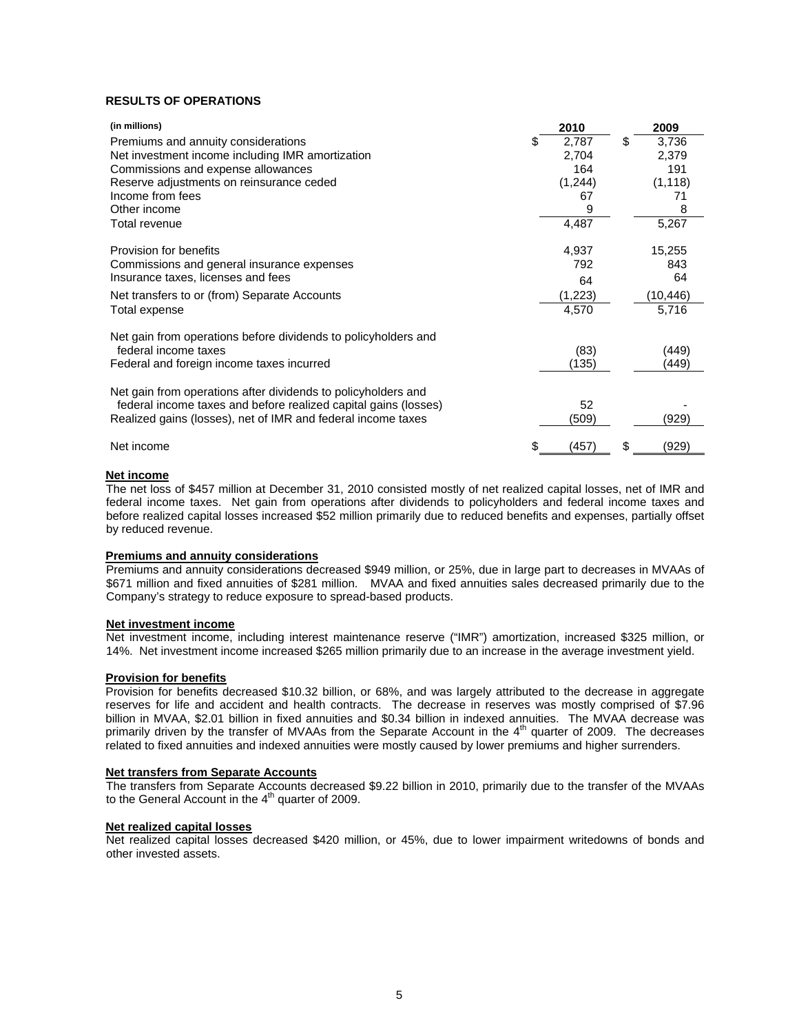## RESULTS OF OPERATIONS

| (in millions) | 2010 | 2009 |
|---|---|---|
| Premiums and annuity considerations | $ 2,787 | $ 3,736 |
| Net investment income including IMR amortization | 2,704 | 2,379 |
| Commissions and expense allowances | 164 | 191 |
| Reserve adjustments on reinsurance ceded | (1,244) | (1,118) |
| Income from fees | 67 | 71 |
| Other income | 9 | 8 |
| Total revenue | 4,487 | 5,267 |
| Provision for benefits | 4,937 | 15,255 |
| Commissions and general insurance expenses | 792 | 843 |
| Insurance taxes, licenses and fees | 64 | 64 |
| Net transfers to or (from) Separate Accounts | (1,223) | (10,446) |
| Total expense | 4,570 | 5,716 |
| Net gain from operations before dividends to policyholders and federal income taxes | (83) | (449) |
| Federal and foreign income taxes incurred | (135) | (449) |
| Net gain from operations after dividends to policyholders and federal income taxes and before realized capital gains (losses) | 52 | - |
| Realized gains (losses), net of IMR and federal income taxes | (509) | (929) |
| Net income | $ (457) | $ (929) |

**Net income**

The net loss of $457 million at December 31, 2010 consisted mostly of net realized capital losses, net of IMR and federal income taxes. Net gain from operations after dividends to policyholders and federal income taxes and before realized capital losses increased $52 million primarily due to reduced benefits and expenses, partially offset by reduced revenue.

**Premiums and annuity considerations**

Premiums and annuity considerations decreased $949 million, or 25%, due in large part to decreases in MVAAs of $671 million and fixed annuities of $281 million. MVAA and fixed annuities sales decreased primarily due to the Company's strategy to reduce exposure to spread-based products.

**Net investment income**

Net investment income, including interest maintenance reserve ("IMR") amortization, increased $325 million, or 14%. Net investment income increased $265 million primarily due to an increase in the average investment yield.

**Provision for benefits**

Provision for benefits decreased $10.32 billion, or 68%, and was largely attributed to the decrease in aggregate reserves for life and accident and health contracts. The decrease in reserves was mostly comprised of $7.96 billion in MVAA, $2.01 billion in fixed annuities and $0.34 billion in indexed annuities. The MVAA decrease was primarily driven by the transfer of MVAAs from the Separate Account in the 4th quarter of 2009. The decreases related to fixed annuities and indexed annuities were mostly caused by lower premiums and higher surrenders.

**Net transfers from Separate Accounts**

The transfers from Separate Accounts decreased $9.22 billion in 2010, primarily due to the transfer of the MVAAs to the General Account in the 4th quarter of 2009.

**Net realized capital losses**

Net realized capital losses decreased $420 million, or 45%, due to lower impairment writedowns of bonds and other invested assets.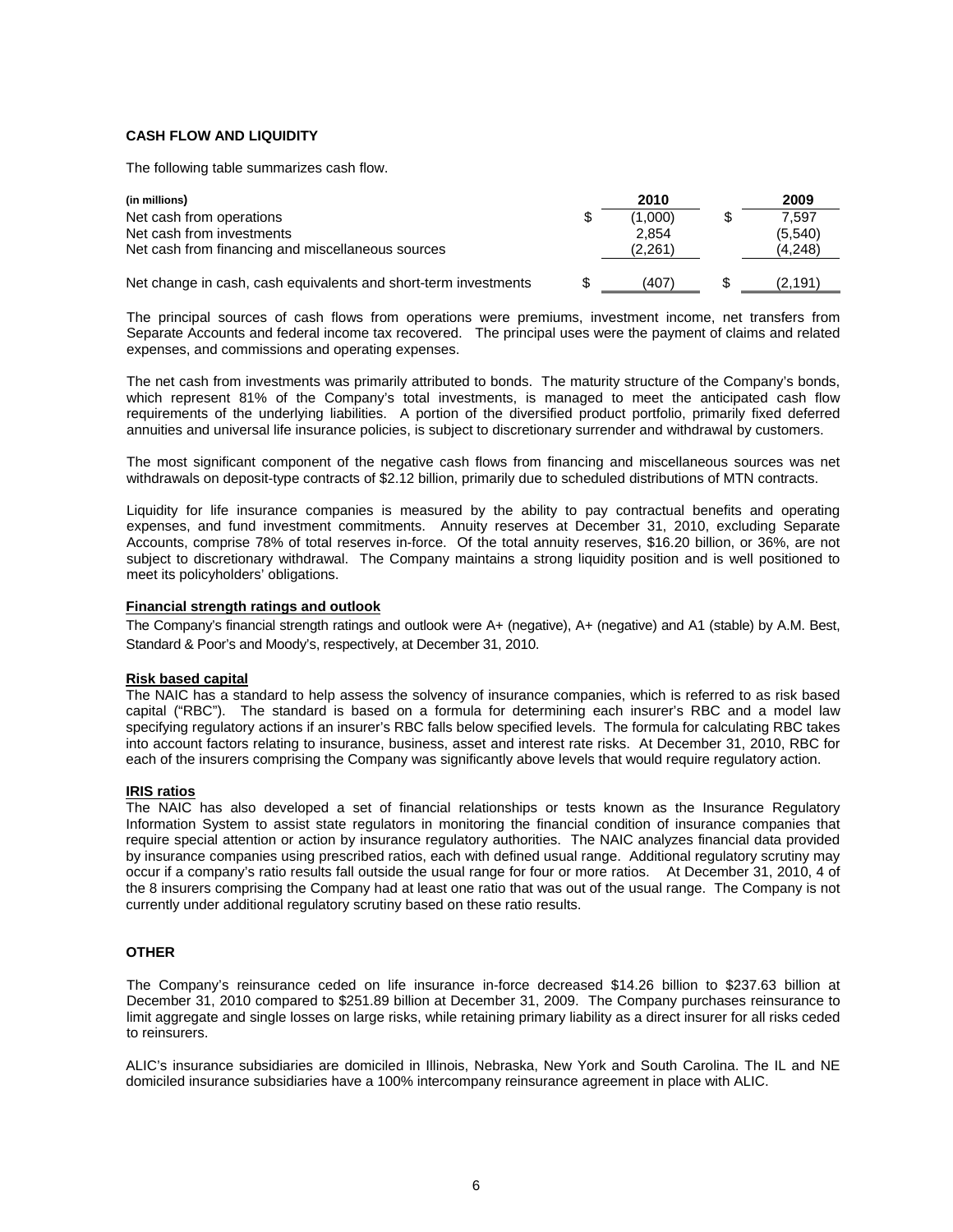## CASH FLOW AND LIQUIDITY

The following table summarizes cash flow.

| (in millions) | 2010 | 2009 |
|---|---|---|
| Net cash from operations | $ (1,000) | $ 7,597 |
| Net cash from investments | 2,854 | (5,540) |
| Net cash from financing and miscellaneous sources | (2,261) | (4,248) |
| Net change in cash, cash equivalents and short-term investments | $ (407) | $ (2,191) |

The principal sources of cash flows from operations were premiums, investment income, net transfers from Separate Accounts and federal income tax recovered. The principal uses were the payment of claims and related expenses, and commissions and operating expenses.

The net cash from investments was primarily attributed to bonds. The maturity structure of the Company's bonds, which represent 81% of the Company's total investments, is managed to meet the anticipated cash flow requirements of the underlying liabilities. A portion of the diversified product portfolio, primarily fixed deferred annuities and universal life insurance policies, is subject to discretionary surrender and withdrawal by customers.

The most significant component of the negative cash flows from financing and miscellaneous sources was net withdrawals on deposit-type contracts of $2.12 billion, primarily due to scheduled distributions of MTN contracts.

Liquidity for life insurance companies is measured by the ability to pay contractual benefits and operating expenses, and fund investment commitments. Annuity reserves at December 31, 2010, excluding Separate Accounts, comprise 78% of total reserves in-force. Of the total annuity reserves, $16.20 billion, or 36%, are not subject to discretionary withdrawal. The Company maintains a strong liquidity position and is well positioned to meet its policyholders' obligations.

### Financial strength ratings and outlook

The Company's financial strength ratings and outlook were A+ (negative), A+ (negative) and A1 (stable) by A.M. Best, Standard & Poor's and Moody's, respectively, at December 31, 2010.

### Risk based capital

The NAIC has a standard to help assess the solvency of insurance companies, which is referred to as risk based capital ("RBC"). The standard is based on a formula for determining each insurer's RBC and a model law specifying regulatory actions if an insurer's RBC falls below specified levels. The formula for calculating RBC takes into account factors relating to insurance, business, asset and interest rate risks. At December 31, 2010, RBC for each of the insurers comprising the Company was significantly above levels that would require regulatory action.

### IRIS ratios

The NAIC has also developed a set of financial relationships or tests known as the Insurance Regulatory Information System to assist state regulators in monitoring the financial condition of insurance companies that require special attention or action by insurance regulatory authorities. The NAIC analyzes financial data provided by insurance companies using prescribed ratios, each with defined usual range. Additional regulatory scrutiny may occur if a company's ratio results fall outside the usual range for four or more ratios. At December 31, 2010, 4 of the 8 insurers comprising the Company had at least one ratio that was out of the usual range. The Company is not currently under additional regulatory scrutiny based on these ratio results.

## OTHER

The Company's reinsurance ceded on life insurance in-force decreased $14.26 billion to $237.63 billion at December 31, 2010 compared to $251.89 billion at December 31, 2009. The Company purchases reinsurance to limit aggregate and single losses on large risks, while retaining primary liability as a direct insurer for all risks ceded to reinsurers.

ALIC's insurance subsidiaries are domiciled in Illinois, Nebraska, New York and South Carolina. The IL and NE domiciled insurance subsidiaries have a 100% intercompany reinsurance agreement in place with ALIC.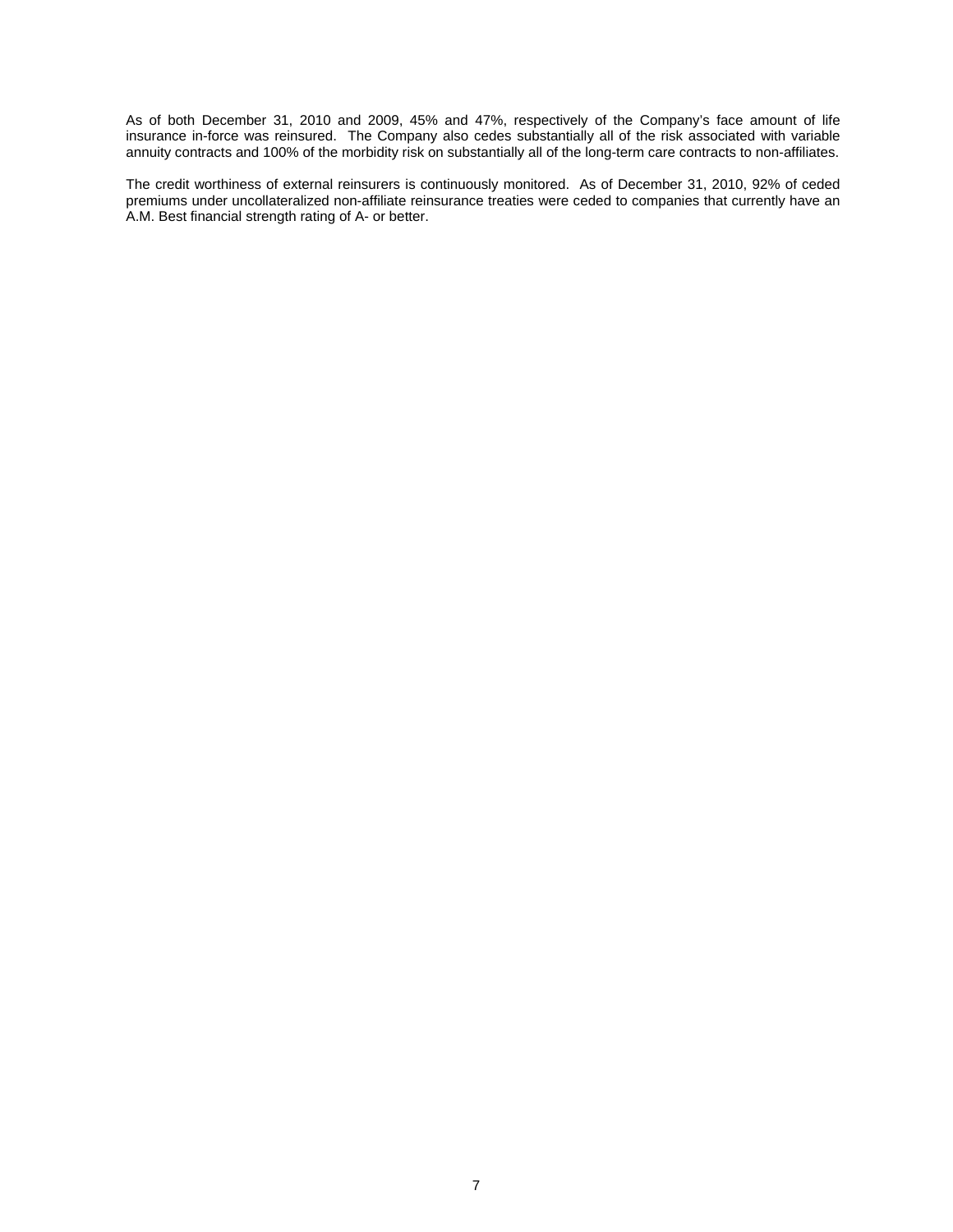As of both December 31, 2010 and 2009, 45% and 47%, respectively of the Company's face amount of life insurance in-force was reinsured. The Company also cedes substantially all of the risk associated with variable annuity contracts and 100% of the morbidity risk on substantially all of the long-term care contracts to non-affiliates.

The credit worthiness of external reinsurers is continuously monitored. As of December 31, 2010, 92% of ceded premiums under uncollateralized non-affiliate reinsurance treaties were ceded to companies that currently have an A.M. Best financial strength rating of A- or better.